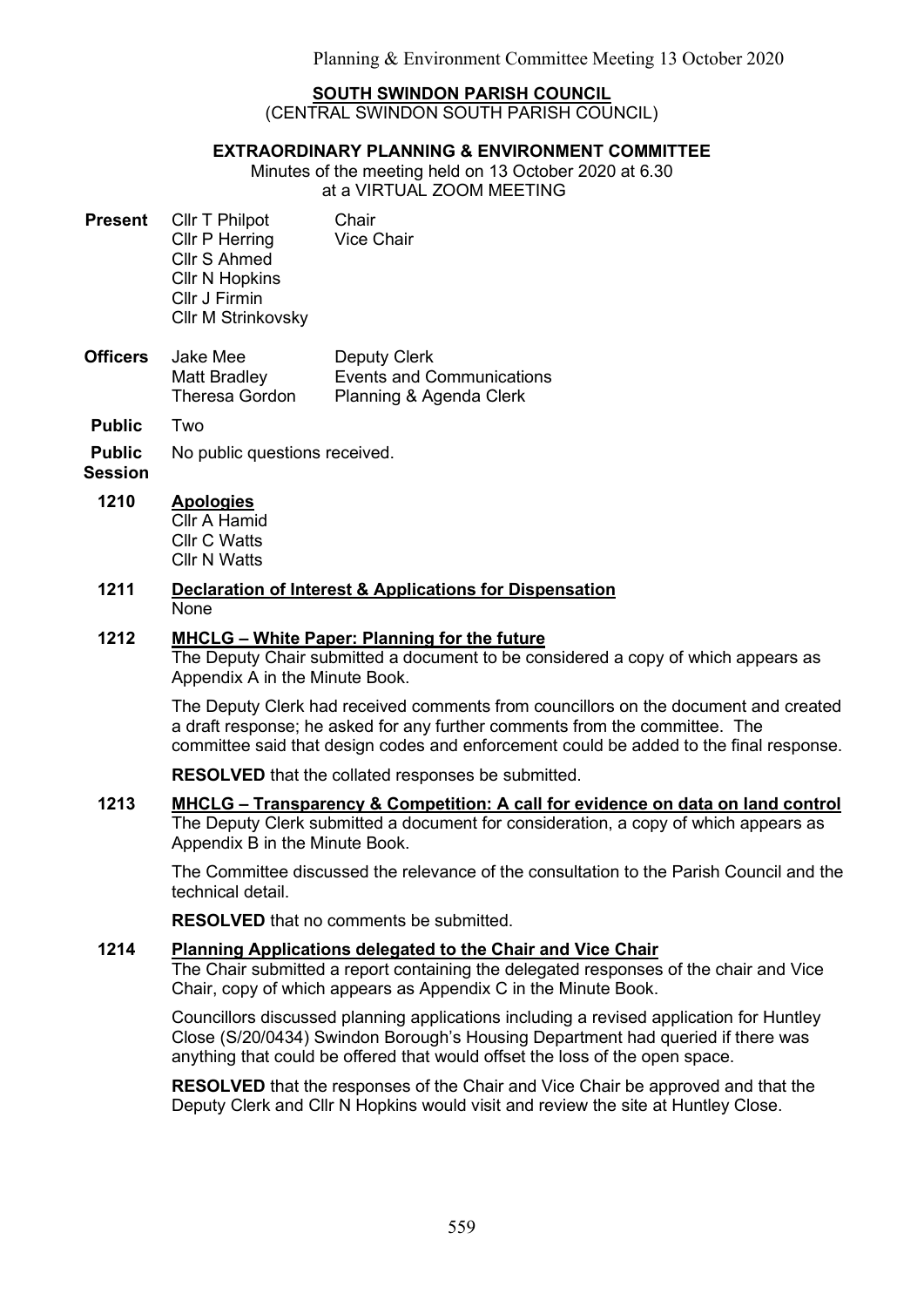**SOUTH SWINDON PARISH COUNCIL**
(CENTRAL SWINDON SOUTH PARISH COUNCIL)

**EXTRAORDINARY PLANNING & ENVIRONMENT COMMITTEE**
Minutes of the meeting held on 13 October 2020 at 6.30
at a VIRTUAL ZOOM MEETING

| | | |
|---|---|---|
| **Present** | Cllr T Philpot | Chair |
| | Cllr P Herring | Vice Chair |
| | Cllr S Ahmed | |
| | Cllr N Hopkins | |
| | Cllr J Firmin | |
| | Cllr M Strinkovsky | |
| **Officers** | Jake Mee | Deputy Clerk |
| | Matt Bradley | Events and Communications |
| | Theresa Gordon | Planning & Agenda Clerk |
| **Public** | Two | |
| **Public Session** | No public questions received. | |

**1210 Apologies**
Cllr A Hamid
Cllr C Watts
Cllr N Watts

**1211 Declaration of Interest & Applications for Dispensation**
None

**1212 MHCLG – White Paper: Planning for the future**
The Deputy Chair submitted a document to be considered a copy of which appears as Appendix A in the Minute Book.

The Deputy Clerk had received comments from councillors on the document and created a draft response; he asked for any further comments from the committee. The committee said that design codes and enforcement could be added to the final response.

**RESOLVED** that the collated responses be submitted.

**1213 MHCLG – Transparency & Competition: A call for evidence on data on land control**
The Deputy Clerk submitted a document for consideration, a copy of which appears as Appendix B in the Minute Book.

The Committee discussed the relevance of the consultation to the Parish Council and the technical detail.

**RESOLVED** that no comments be submitted.

**1214 Planning Applications delegated to the Chair and Vice Chair**
The Chair submitted a report containing the delegated responses of the chair and Vice Chair, copy of which appears as Appendix C in the Minute Book.

Councillors discussed planning applications including a revised application for Huntley Close (S/20/0434) Swindon Borough's Housing Department had queried if there was anything that could be offered that would offset the loss of the open space.

**RESOLVED** that the responses of the Chair and Vice Chair be approved and that the Deputy Clerk and Cllr N Hopkins would visit and review the site at Huntley Close.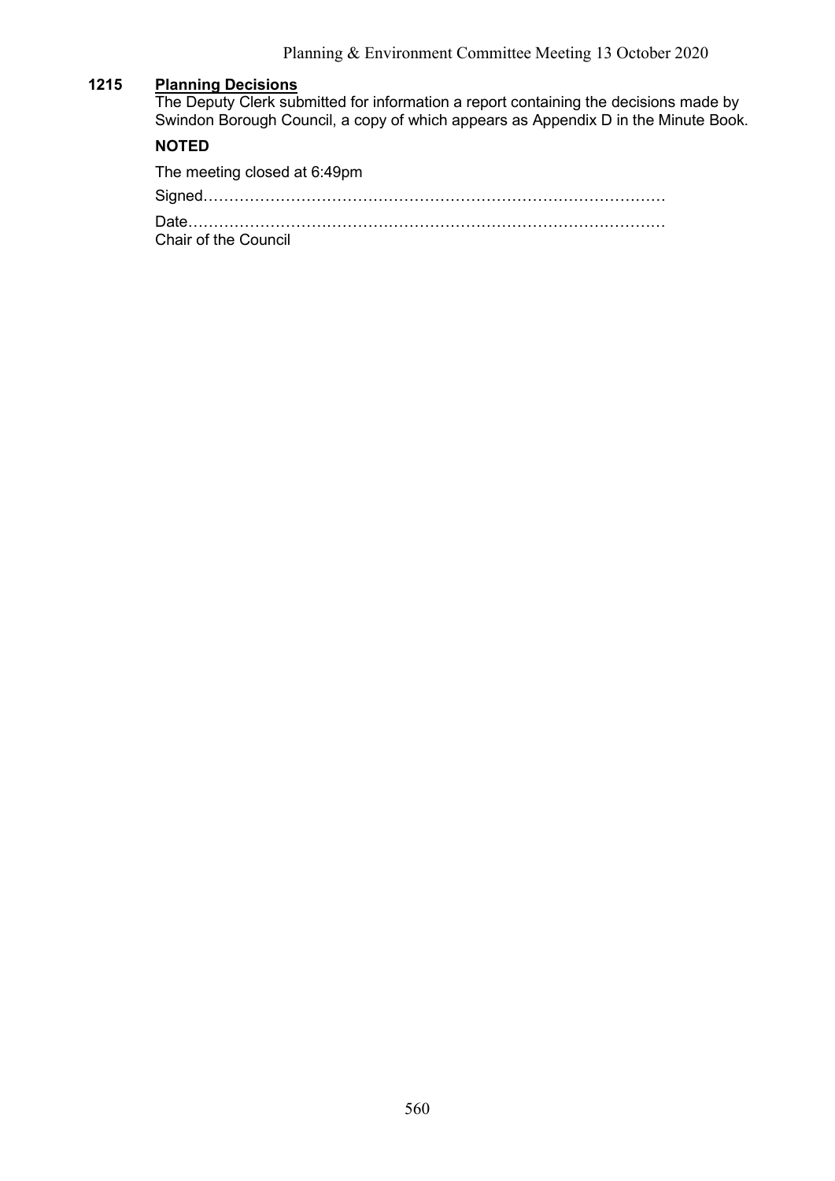**1215 Planning Decisions**

The Deputy Clerk submitted for information a report containing the decisions made by Swindon Borough Council, a copy of which appears as Appendix D in the Minute Book.

**NOTED**

The meeting closed at 6:49pm

Signed………………………………………………………………………………

Date…………………………………………………………………………………
Chair of the Council